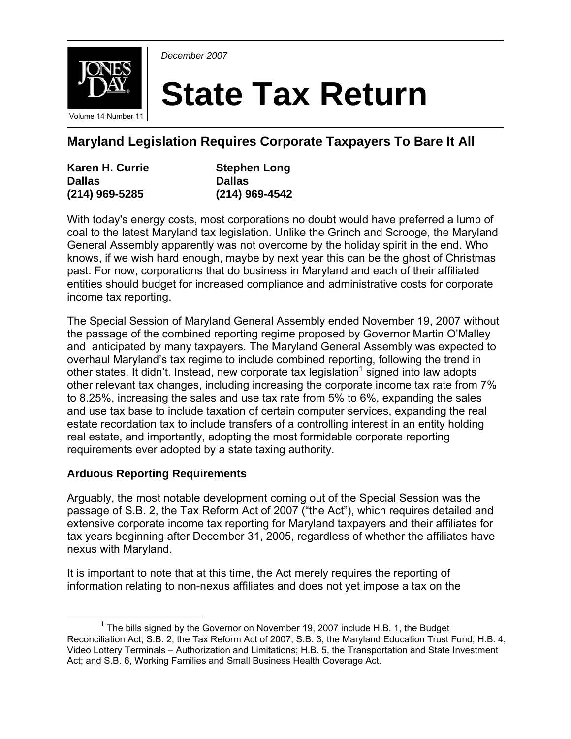December 2007

# State Tax Return

Volume 14 Number 11

## Maryland Legislation Requires Corporate Taxpayers To Bare It All

**Karen H. Currie**
**Dallas**
**(214) 969-5285**

**Stephen Long**
**Dallas**
**(214) 969-4542**

With today's energy costs, most corporations no doubt would have preferred a lump of coal to the latest Maryland tax legislation. Unlike the Grinch and Scrooge, the Maryland General Assembly apparently was not overcome by the holiday spirit in the end. Who knows, if we wish hard enough, maybe by next year this can be the ghost of Christmas past. For now, corporations that do business in Maryland and each of their affiliated entities should budget for increased compliance and administrative costs for corporate income tax reporting.

The Special Session of Maryland General Assembly ended November 19, 2007 without the passage of the combined reporting regime proposed by Governor Martin O'Malley and anticipated by many taxpayers. The Maryland General Assembly was expected to overhaul Maryland's tax regime to include combined reporting, following the trend in other states. It didn't. Instead, new corporate tax legislation[1] signed into law adopts other relevant tax changes, including increasing the corporate income tax rate from 7% to 8.25%, increasing the sales and use tax rate from 5% to 6%, expanding the sales and use tax base to include taxation of certain computer services, expanding the real estate recordation tax to include transfers of a controlling interest in an entity holding real estate, and importantly, adopting the most formidable corporate reporting requirements ever adopted by a state taxing authority.

### Arduous Reporting Requirements

Arguably, the most notable development coming out of the Special Session was the passage of S.B. 2, the Tax Reform Act of 2007 ("the Act"), which requires detailed and extensive corporate income tax reporting for Maryland taxpayers and their affiliates for tax years beginning after December 31, 2005, regardless of whether the affiliates have nexus with Maryland.

It is important to note that at this time, the Act merely requires the reporting of information relating to non-nexus affiliates and does not yet impose a tax on the

[1] The bills signed by the Governor on November 19, 2007 include H.B. 1, the Budget Reconciliation Act; S.B. 2, the Tax Reform Act of 2007; S.B. 3, the Maryland Education Trust Fund; H.B. 4, Video Lottery Terminals – Authorization and Limitations; H.B. 5, the Transportation and State Investment Act; and S.B. 6, Working Families and Small Business Health Coverage Act.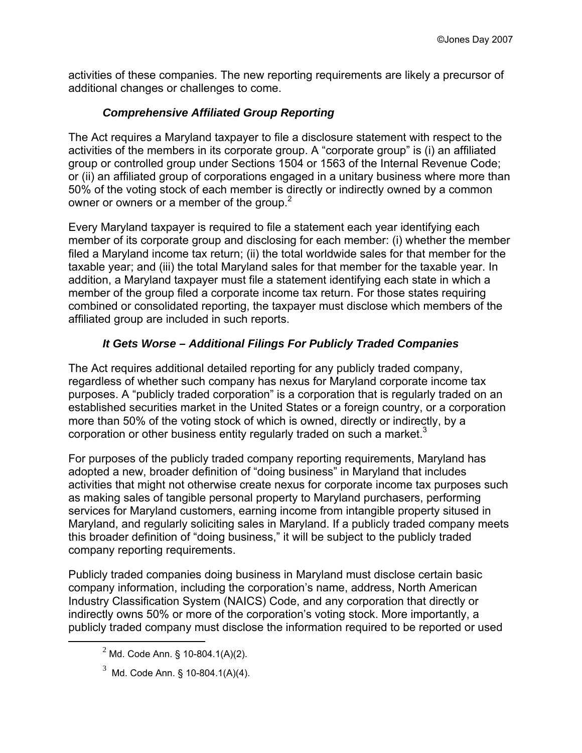activities of these companies. The new reporting requirements are likely a precursor of additional changes or challenges to come.

### *Comprehensive Affiliated Group Reporting*

The Act requires a Maryland taxpayer to file a disclosure statement with respect to the activities of the members in its corporate group. A "corporate group" is (i) an affiliated group or controlled group under Sections 1504 or 1563 of the Internal Revenue Code; or (ii) an affiliated group of corporations engaged in a unitary business where more than 50% of the voting stock of each member is directly or indirectly owned by a common owner or owners or a member of the group.[2]

Every Maryland taxpayer is required to file a statement each year identifying each member of its corporate group and disclosing for each member: (i) whether the member filed a Maryland income tax return; (ii) the total worldwide sales for that member for the taxable year; and (iii) the total Maryland sales for that member for the taxable year. In addition, a Maryland taxpayer must file a statement identifying each state in which a member of the group filed a corporate income tax return. For those states requiring combined or consolidated reporting, the taxpayer must disclose which members of the affiliated group are included in such reports.

### *It Gets Worse – Additional Filings For Publicly Traded Companies*

The Act requires additional detailed reporting for any publicly traded company, regardless of whether such company has nexus for Maryland corporate income tax purposes. A "publicly traded corporation" is a corporation that is regularly traded on an established securities market in the United States or a foreign country, or a corporation more than 50% of the voting stock of which is owned, directly or indirectly, by a corporation or other business entity regularly traded on such a market.[3]

For purposes of the publicly traded company reporting requirements, Maryland has adopted a new, broader definition of "doing business" in Maryland that includes activities that might not otherwise create nexus for corporate income tax purposes such as making sales of tangible personal property to Maryland purchasers, performing services for Maryland customers, earning income from intangible property sitused in Maryland, and regularly soliciting sales in Maryland. If a publicly traded company meets this broader definition of "doing business," it will be subject to the publicly traded company reporting requirements.

Publicly traded companies doing business in Maryland must disclose certain basic company information, including the corporation's name, address, North American Industry Classification System (NAICS) Code, and any corporation that directly or indirectly owns 50% or more of the corporation's voting stock. More importantly, a publicly traded company must disclose the information required to be reported or used

---

[2] Md. Code Ann. § 10-804.1(A)(2).

[3] Md. Code Ann. § 10-804.1(A)(4).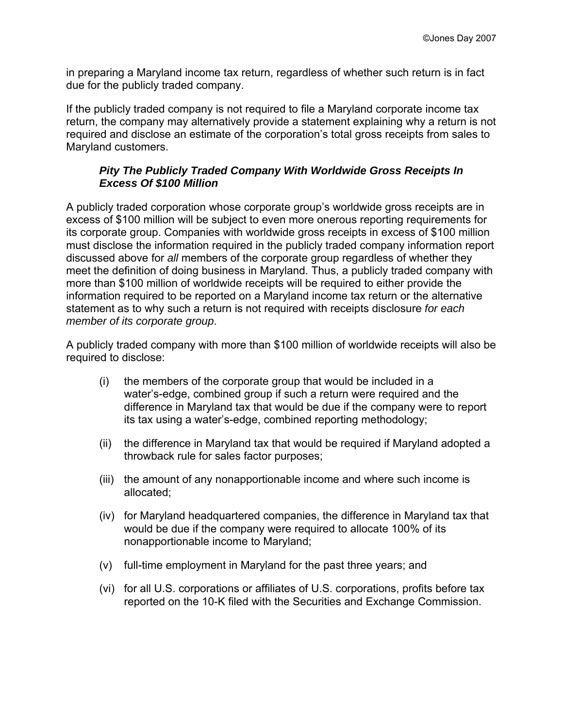in preparing a Maryland income tax return, regardless of whether such return is in fact due for the publicly traded company.

If the publicly traded company is not required to file a Maryland corporate income tax return, the company may alternatively provide a statement explaining why a return is not required and disclose an estimate of the corporation's total gross receipts from sales to Maryland customers.

### *Pity The Publicly Traded Company With Worldwide Gross Receipts In Excess Of $100 Million*

A publicly traded corporation whose corporate group's worldwide gross receipts are in excess of $100 million will be subject to even more onerous reporting requirements for its corporate group. Companies with worldwide gross receipts in excess of $100 million must disclose the information required in the publicly traded company information report discussed above for *all* members of the corporate group regardless of whether they meet the definition of doing business in Maryland. Thus, a publicly traded company with more than $100 million of worldwide receipts will be required to either provide the information required to be reported on a Maryland income tax return or the alternative statement as to why such a return is not required with receipts disclosure *for each member of its corporate group*.

A publicly traded company with more than $100 million of worldwide receipts will also be required to disclose:

(i) the members of the corporate group that would be included in a water's-edge, combined group if such a return were required and the difference in Maryland tax that would be due if the company were to report its tax using a water's-edge, combined reporting methodology;

(ii) the difference in Maryland tax that would be required if Maryland adopted a throwback rule for sales factor purposes;

(iii) the amount of any nonapportionable income and where such income is allocated;

(iv) for Maryland headquartered companies, the difference in Maryland tax that would be due if the company were required to allocate 100% of its nonapportionable income to Maryland;

(v) full-time employment in Maryland for the past three years; and

(vi) for all U.S. corporations or affiliates of U.S. corporations, profits before tax reported on the 10-K filed with the Securities and Exchange Commission.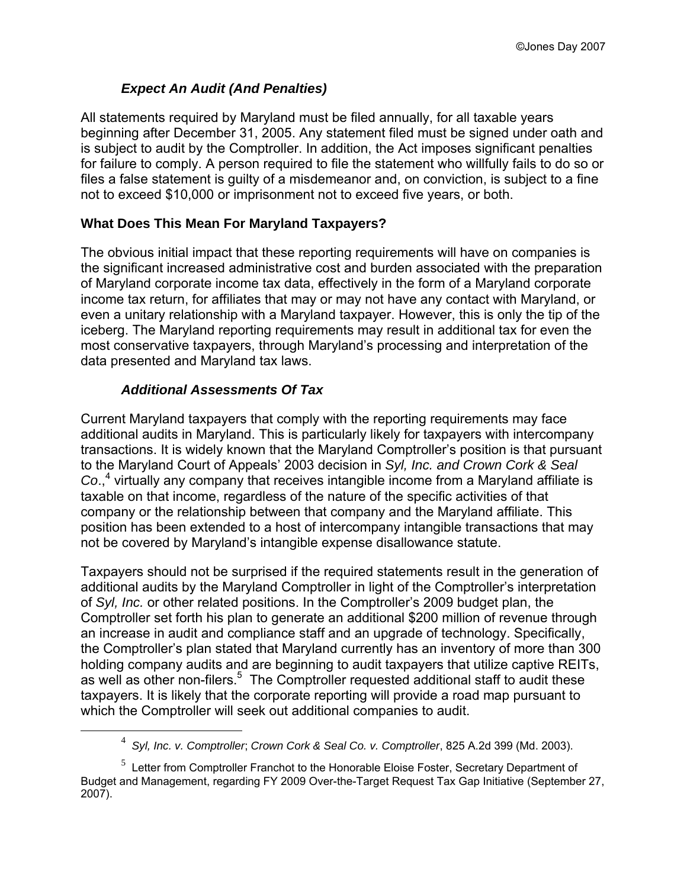### *Expect An Audit (And Penalties)*

All statements required by Maryland must be filed annually, for all taxable years beginning after December 31, 2005. Any statement filed must be signed under oath and is subject to audit by the Comptroller. In addition, the Act imposes significant penalties for failure to comply. A person required to file the statement who willfully fails to do so or files a false statement is guilty of a misdemeanor and, on conviction, is subject to a fine not to exceed $10,000 or imprisonment not to exceed five years, or both.

## What Does This Mean For Maryland Taxpayers?

The obvious initial impact that these reporting requirements will have on companies is the significant increased administrative cost and burden associated with the preparation of Maryland corporate income tax data, effectively in the form of a Maryland corporate income tax return, for affiliates that may or may not have any contact with Maryland, or even a unitary relationship with a Maryland taxpayer. However, this is only the tip of the iceberg. The Maryland reporting requirements may result in additional tax for even the most conservative taxpayers, through Maryland's processing and interpretation of the data presented and Maryland tax laws.

### *Additional Assessments Of Tax*

Current Maryland taxpayers that comply with the reporting requirements may face additional audits in Maryland. This is particularly likely for taxpayers with intercompany transactions. It is widely known that the Maryland Comptroller's position is that pursuant to the Maryland Court of Appeals' 2003 decision in *Syl, Inc. and Crown Cork & Seal Co*.,[4] virtually any company that receives intangible income from a Maryland affiliate is taxable on that income, regardless of the nature of the specific activities of that company or the relationship between that company and the Maryland affiliate. This position has been extended to a host of intercompany intangible transactions that may not be covered by Maryland's intangible expense disallowance statute.

Taxpayers should not be surprised if the required statements result in the generation of additional audits by the Maryland Comptroller in light of the Comptroller's interpretation of *Syl, Inc.* or other related positions. In the Comptroller's 2009 budget plan, the Comptroller set forth his plan to generate an additional $200 million of revenue through an increase in audit and compliance staff and an upgrade of technology. Specifically, the Comptroller's plan stated that Maryland currently has an inventory of more than 300 holding company audits and are beginning to audit taxpayers that utilize captive REITs, as well as other non-filers.[5] The Comptroller requested additional staff to audit these taxpayers. It is likely that the corporate reporting will provide a road map pursuant to which the Comptroller will seek out additional companies to audit.

---

[4] *Syl, Inc. v. Comptroller*; *Crown Cork & Seal Co. v. Comptroller*, 825 A.2d 399 (Md. 2003).

[5] Letter from Comptroller Franchot to the Honorable Eloise Foster, Secretary Department of Budget and Management, regarding FY 2009 Over-the-Target Request Tax Gap Initiative (September 27, 2007).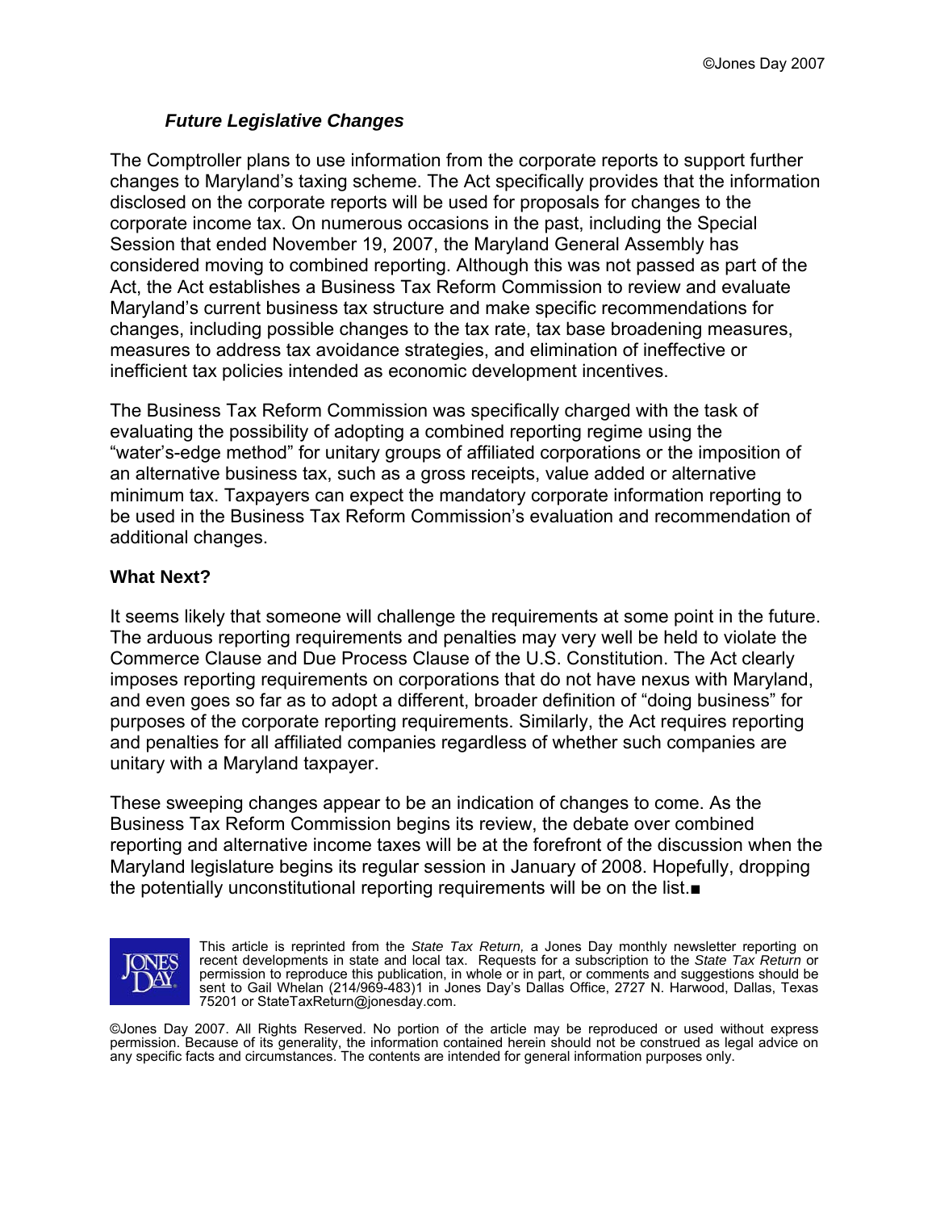### *Future Legislative Changes*

The Comptroller plans to use information from the corporate reports to support further changes to Maryland's taxing scheme. The Act specifically provides that the information disclosed on the corporate reports will be used for proposals for changes to the corporate income tax. On numerous occasions in the past, including the Special Session that ended November 19, 2007, the Maryland General Assembly has considered moving to combined reporting. Although this was not passed as part of the Act, the Act establishes a Business Tax Reform Commission to review and evaluate Maryland's current business tax structure and make specific recommendations for changes, including possible changes to the tax rate, tax base broadening measures, measures to address tax avoidance strategies, and elimination of ineffective or inefficient tax policies intended as economic development incentives.

The Business Tax Reform Commission was specifically charged with the task of evaluating the possibility of adopting a combined reporting regime using the "water's-edge method" for unitary groups of affiliated corporations or the imposition of an alternative business tax, such as a gross receipts, value added or alternative minimum tax. Taxpayers can expect the mandatory corporate information reporting to be used in the Business Tax Reform Commission's evaluation and recommendation of additional changes.

**What Next?**

It seems likely that someone will challenge the requirements at some point in the future. The arduous reporting requirements and penalties may very well be held to violate the Commerce Clause and Due Process Clause of the U.S. Constitution. The Act clearly imposes reporting requirements on corporations that do not have nexus with Maryland, and even goes so far as to adopt a different, broader definition of "doing business" for purposes of the corporate reporting requirements. Similarly, the Act requires reporting and penalties for all affiliated companies regardless of whether such companies are unitary with a Maryland taxpayer.

These sweeping changes appear to be an indication of changes to come. As the Business Tax Reform Commission begins its review, the debate over combined reporting and alternative income taxes will be at the forefront of the discussion when the Maryland legislature begins its regular session in January of 2008. Hopefully, dropping the potentially unconstitutional reporting requirements will be on the list.■

JONES DAY

This article is reprinted from the *State Tax Return,* a Jones Day monthly newsletter reporting on recent developments in state and local tax. Requests for a subscription to the *State Tax Return* or permission to reproduce this publication, in whole or in part, or comments and suggestions should be sent to Gail Whelan (214/969-483)1 in Jones Day's Dallas Office, 2727 N. Harwood, Dallas, Texas 75201 or StateTaxReturn@jonesday.com.

©Jones Day 2007. All Rights Reserved. No portion of the article may be reproduced or used without express permission. Because of its generality, the information contained herein should not be construed as legal advice on any specific facts and circumstances. The contents are intended for general information purposes only.